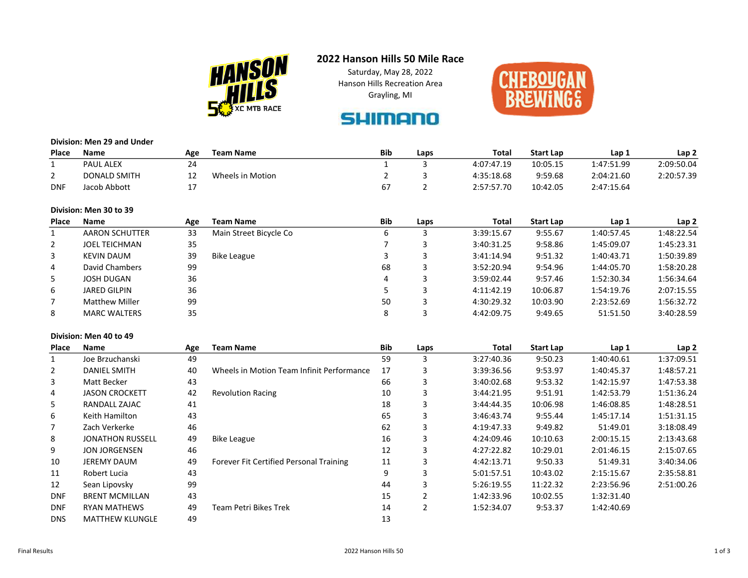# 2022 Hanson Hills 50 Mile Race

Saturday, May 28, 2022
Hanson Hills Recreation Area
Grayling, MI

**Division: Men 29 and Under**

| Place | Name | Age | Team Name | Bib | Laps | Total | Start Lap | Lap 1 | Lap 2 |
|---|---|---|---|---|---|---|---|---|---|
| 1 | PAUL ALEX | 24 | | 1 | 3 | 4:07:47.19 | 10:05.15 | 1:47:51.99 | 2:09:50.04 |
| 2 | DONALD SMITH | 12 | Wheels in Motion | 2 | 3 | 4:35:18.68 | 9:59.68 | 2:04:21.60 | 2:20:57.39 |
| DNF | Jacob Abbott | 17 | | 67 | 2 | 2:57:57.70 | 10:42.05 | 2:47:15.64 | |

**Division: Men 30 to 39**

| Place | Name | Age | Team Name | Bib | Laps | Total | Start Lap | Lap 1 | Lap 2 |
|---|---|---|---|---|---|---|---|---|---|
| 1 | AARON SCHUTTER | 33 | Main Street Bicycle Co | 6 | 3 | 3:39:15.67 | 9:55.67 | 1:40:57.45 | 1:48:22.54 |
| 2 | JOEL TEICHMAN | 35 | | 7 | 3 | 3:40:31.25 | 9:58.86 | 1:45:09.07 | 1:45:23.31 |
| 3 | KEVIN DAUM | 39 | Bike League | 3 | 3 | 3:41:14.94 | 9:51.32 | 1:40:43.71 | 1:50:39.89 |
| 4 | David Chambers | 99 | | 68 | 3 | 3:52:20.94 | 9:54.96 | 1:44:05.70 | 1:58:20.28 |
| 5 | JOSH DUGAN | 36 | | 4 | 3 | 3:59:02.44 | 9:57.46 | 1:52:30.34 | 1:56:34.64 |
| 6 | JARED GILPIN | 36 | | 5 | 3 | 4:11:42.19 | 10:06.87 | 1:54:19.76 | 2:07:15.55 |
| 7 | Matthew Miller | 99 | | 50 | 3 | 4:30:29.32 | 10:03.90 | 2:23:52.69 | 1:56:32.72 |
| 8 | MARC WALTERS | 35 | | 8 | 3 | 4:42:09.75 | 9:49.65 | 51:51.50 | 3:40:28.59 |

**Division: Men 40 to 49**

| Place | Name | Age | Team Name | Bib | Laps | Total | Start Lap | Lap 1 | Lap 2 |
|---|---|---|---|---|---|---|---|---|---|
| 1 | Joe Brzuchanski | 49 | | 59 | 3 | 3:27:40.36 | 9:50.23 | 1:40:40.61 | 1:37:09.51 |
| 2 | DANIEL SMITH | 40 | Wheels in Motion Team Infinit Performance | 17 | 3 | 3:39:36.56 | 9:53.97 | 1:40:45.37 | 1:48:57.21 |
| 3 | Matt Becker | 43 | | 66 | 3 | 3:40:02.68 | 9:53.32 | 1:42:15.97 | 1:47:53.38 |
| 4 | JASON CROCKETT | 42 | Revolution Racing | 10 | 3 | 3:44:21.95 | 9:51.91 | 1:42:53.79 | 1:51:36.24 |
| 5 | RANDALL ZAJAC | 41 | | 18 | 3 | 3:44:44.35 | 10:06.98 | 1:46:08.85 | 1:48:28.51 |
| 6 | Keith Hamilton | 43 | | 65 | 3 | 3:46:43.74 | 9:55.44 | 1:45:17.14 | 1:51:31.15 |
| 7 | Zach Verkerke | 46 | | 62 | 3 | 4:19:47.33 | 9:49.82 | 51:49.01 | 3:18:08.49 |
| 8 | JONATHON RUSSELL | 49 | Bike League | 16 | 3 | 4:24:09.46 | 10:10.63 | 2:00:15.15 | 2:13:43.68 |
| 9 | JON JORGENSEN | 46 | | 12 | 3 | 4:27:22.82 | 10:29.01 | 2:01:46.15 | 2:15:07.65 |
| 10 | JEREMY DAUM | 49 | Forever Fit Certified Personal Training | 11 | 3 | 4:42:13.71 | 9:50.33 | 51:49.31 | 3:40:34.06 |
| 11 | Robert Lucia | 43 | | 9 | 3 | 5:01:57.51 | 10:43.02 | 2:15:15.67 | 2:35:58.81 |
| 12 | Sean Lipovsky | 99 | | 44 | 3 | 5:26:19.55 | 11:22.32 | 2:23:56.96 | 2:51:00.26 |
| DNF | BRENT MCMILLAN | 43 | | 15 | 2 | 1:42:33.96 | 10:02.55 | 1:32:31.40 | |
| DNF | RYAN MATHEWS | 49 | Team Petri Bikes Trek | 14 | 2 | 1:52:34.07 | 9:53.37 | 1:42:40.69 | |
| DNS | MATTHEW KLUNGLE | 49 | | 13 | | | | | |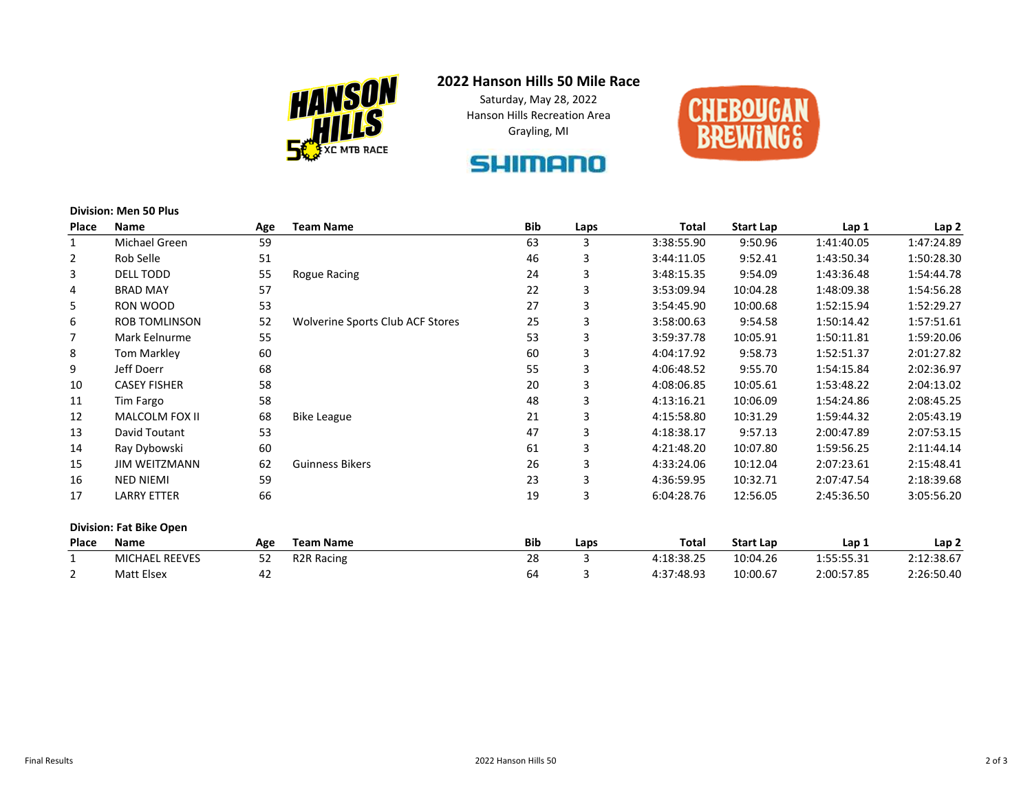# 2022 Hanson Hills 50 Mile Race

Saturday, May 28, 2022
Hanson Hills Recreation Area
Grayling, MI

**Division: Men 50 Plus**

| Place | Name | Age | Team Name | Bib | Laps | Total | Start Lap | Lap 1 | Lap 2 |
|---|---|---|---|---|---|---|---|---|---|
| 1 | Michael Green | 59 | | 63 | 3 | 3:38:55.90 | 9:50.96 | 1:41:40.05 | 1:47:24.89 |
| 2 | Rob Selle | 51 | | 46 | 3 | 3:44:11.05 | 9:52.41 | 1:43:50.34 | 1:50:28.30 |
| 3 | DELL TODD | 55 | Rogue Racing | 24 | 3 | 3:48:15.35 | 9:54.09 | 1:43:36.48 | 1:54:44.78 |
| 4 | BRAD MAY | 57 | | 22 | 3 | 3:53:09.94 | 10:04.28 | 1:48:09.38 | 1:54:56.28 |
| 5 | RON WOOD | 53 | | 27 | 3 | 3:54:45.90 | 10:00.68 | 1:52:15.94 | 1:52:29.27 |
| 6 | ROB TOMLINSON | 52 | Wolverine Sports Club ACF Stores | 25 | 3 | 3:58:00.63 | 9:54.58 | 1:50:14.42 | 1:57:51.61 |
| 7 | Mark Eelnurme | 55 | | 53 | 3 | 3:59:37.78 | 10:05.91 | 1:50:11.81 | 1:59:20.06 |
| 8 | Tom Markley | 60 | | 60 | 3 | 4:04:17.92 | 9:58.73 | 1:52:51.37 | 2:01:27.82 |
| 9 | Jeff Doerr | 68 | | 55 | 3 | 4:06:48.52 | 9:55.70 | 1:54:15.84 | 2:02:36.97 |
| 10 | CASEY FISHER | 58 | | 20 | 3 | 4:08:06.85 | 10:05.61 | 1:53:48.22 | 2:04:13.02 |
| 11 | Tim Fargo | 58 | | 48 | 3 | 4:13:16.21 | 10:06.09 | 1:54:24.86 | 2:08:45.25 |
| 12 | MALCOLM FOX II | 68 | Bike League | 21 | 3 | 4:15:58.80 | 10:31.29 | 1:59:44.32 | 2:05:43.19 |
| 13 | David Toutant | 53 | | 47 | 3 | 4:18:38.17 | 9:57.13 | 2:00:47.89 | 2:07:53.15 |
| 14 | Ray Dybowski | 60 | | 61 | 3 | 4:21:48.20 | 10:07.80 | 1:59:56.25 | 2:11:44.14 |
| 15 | JIM WEITZMANN | 62 | Guinness Bikers | 26 | 3 | 4:33:24.06 | 10:12.04 | 2:07:23.61 | 2:15:48.41 |
| 16 | NED NIEMI | 59 | | 23 | 3 | 4:36:59.95 | 10:32.71 | 2:07:47.54 | 2:18:39.68 |
| 17 | LARRY ETTER | 66 | | 19 | 3 | 6:04:28.76 | 12:56.05 | 2:45:36.50 | 3:05:56.20 |

**Division: Fat Bike Open**

| Place | Name | Age | Team Name | Bib | Laps | Total | Start Lap | Lap 1 | Lap 2 |
|---|---|---|---|---|---|---|---|---|---|
| 1 | MICHAEL REEVES | 52 | R2R Racing | 28 | 3 | 4:18:38.25 | 10:04.26 | 1:55:55.31 | 2:12:38.67 |
| 2 | Matt Elsex | 42 | | 64 | 3 | 4:37:48.93 | 10:00.67 | 2:00:57.85 | 2:26:50.40 |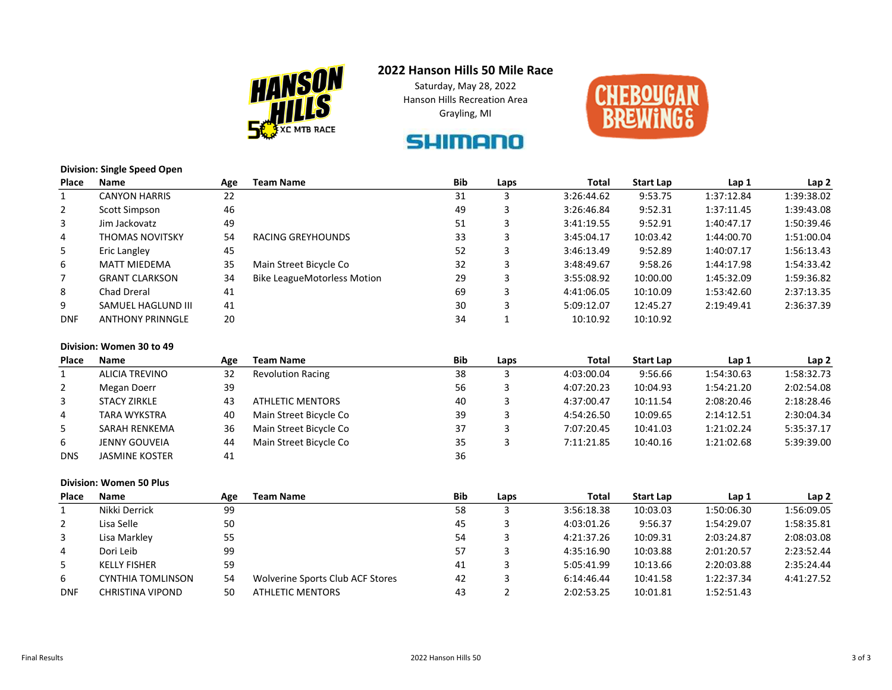## 2022 Hanson Hills 50 Mile Race

Saturday, May 28, 2022
Hanson Hills Recreation Area
Grayling, MI

**Division: Single Speed Open**

| Place | Name | Age | Team Name | Bib | Laps | Total | Start Lap | Lap 1 | Lap 2 |
|---|---|---|---|---|---|---|---|---|---|
| 1 | CANYON HARRIS | 22 | | 31 | 3 | 3:26:44.62 | 9:53.75 | 1:37:12.84 | 1:39:38.02 |
| 2 | Scott Simpson | 46 | | 49 | 3 | 3:26:46.84 | 9:52.31 | 1:37:11.45 | 1:39:43.08 |
| 3 | Jim Jackovatz | 49 | | 51 | 3 | 3:41:19.55 | 9:52.91 | 1:40:47.17 | 1:50:39.46 |
| 4 | THOMAS NOVITSKY | 54 | RACING GREYHOUNDS | 33 | 3 | 3:45:04.17 | 10:03.42 | 1:44:00.70 | 1:51:00.04 |
| 5 | Eric Langley | 45 | | 52 | 3 | 3:46:13.49 | 9:52.89 | 1:40:07.17 | 1:56:13.43 |
| 6 | MATT MIEDEMA | 35 | Main Street Bicycle Co | 32 | 3 | 3:48:49.67 | 9:58.26 | 1:44:17.98 | 1:54:33.42 |
| 7 | GRANT CLARKSON | 34 | Bike LeagueMotorless Motion | 29 | 3 | 3:55:08.92 | 10:00.00 | 1:45:32.09 | 1:59:36.82 |
| 8 | Chad Dreral | 41 | | 69 | 3 | 4:41:06.05 | 10:10.09 | 1:53:42.60 | 2:37:13.35 |
| 9 | SAMUEL HAGLUND III | 41 | | 30 | 3 | 5:09:12.07 | 12:45.27 | 2:19:49.41 | 2:36:37.39 |
| DNF | ANTHONY PRINNGLE | 20 | | 34 | 1 | 10:10.92 | 10:10.92 | | |

**Division: Women 30 to 49**

| Place | Name | Age | Team Name | Bib | Laps | Total | Start Lap | Lap 1 | Lap 2 |
|---|---|---|---|---|---|---|---|---|---|
| 1 | ALICIA TREVINO | 32 | Revolution Racing | 38 | 3 | 4:03:00.04 | 9:56.66 | 1:54:30.63 | 1:58:32.73 |
| 2 | Megan Doerr | 39 | | 56 | 3 | 4:07:20.23 | 10:04.93 | 1:54:21.20 | 2:02:54.08 |
| 3 | STACY ZIRKLE | 43 | ATHLETIC MENTORS | 40 | 3 | 4:37:00.47 | 10:11.54 | 2:08:20.46 | 2:18:28.46 |
| 4 | TARA WYKSTRA | 40 | Main Street Bicycle Co | 39 | 3 | 4:54:26.50 | 10:09.65 | 2:14:12.51 | 2:30:04.34 |
| 5 | SARAH RENKEMA | 36 | Main Street Bicycle Co | 37 | 3 | 7:07:20.45 | 10:41.03 | 1:21:02.24 | 5:35:37.17 |
| 6 | JENNY GOUVEIA | 44 | Main Street Bicycle Co | 35 | 3 | 7:11:21.85 | 10:40.16 | 1:21:02.68 | 5:39:39.00 |
| DNS | JASMINE KOSTER | 41 | | 36 | | | | | |

**Division: Women 50 Plus**

| Place | Name | Age | Team Name | Bib | Laps | Total | Start Lap | Lap 1 | Lap 2 |
|---|---|---|---|---|---|---|---|---|---|
| 1 | Nikki Derrick | 99 | | 58 | 3 | 3:56:18.38 | 10:03.03 | 1:50:06.30 | 1:56:09.05 |
| 2 | Lisa Selle | 50 | | 45 | 3 | 4:03:01.26 | 9:56.37 | 1:54:29.07 | 1:58:35.81 |
| 3 | Lisa Markley | 55 | | 54 | 3 | 4:21:37.26 | 10:09.31 | 2:03:24.87 | 2:08:03.08 |
| 4 | Dori Leib | 99 | | 57 | 3 | 4:35:16.90 | 10:03.88 | 2:01:20.57 | 2:23:52.44 |
| 5 | KELLY FISHER | 59 | | 41 | 3 | 5:05:41.99 | 10:13.66 | 2:20:03.88 | 2:35:24.44 |
| 6 | CYNTHIA TOMLINSON | 54 | Wolverine Sports Club ACF Stores | 42 | 3 | 6:14:46.44 | 10:41.58 | 1:22:37.34 | 4:41:27.52 |
| DNF | CHRISTINA VIPOND | 50 | ATHLETIC MENTORS | 43 | 2 | 2:02:53.25 | 10:01.81 | 1:52:51.43 | |